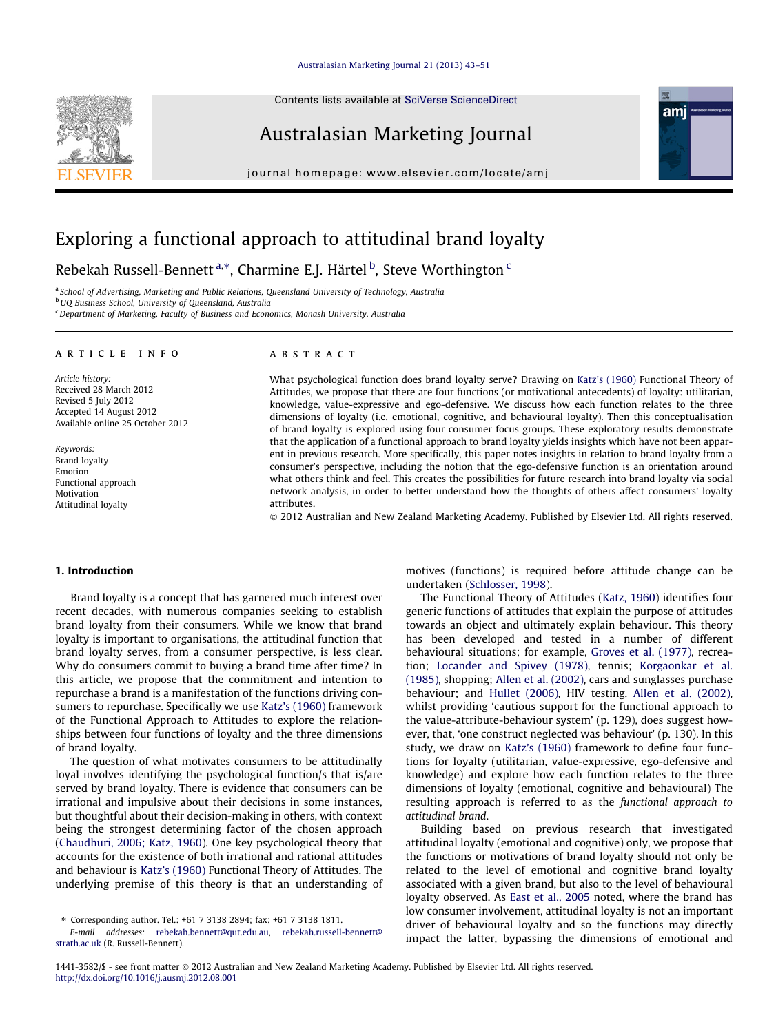# Exploring a functional approach to attitudinal brand loyalty

Rebekah Russell-Bennett [a,*], Charmine E.J. Härtel [b], Steve Worthington [c]

[a] School of Advertising, Marketing and Public Relations, Queensland University of Technology, Australia
[b] UQ Business School, University of Queensland, Australia
[c] Department of Marketing, Faculty of Business and Economics, Monash University, Australia

## ARTICLE INFO

*Article history:*
Received 28 March 2012
Revised 5 July 2012
Accepted 14 August 2012
Available online 25 October 2012

*Keywords:*
Brand loyalty
Emotion
Functional approach
Motivation
Attitudinal loyalty

## ABSTRACT

What psychological function does brand loyalty serve? Drawing on Katz's (1960) Functional Theory of Attitudes, we propose that there are four functions (or motivational antecedents) of loyalty: utilitarian, knowledge, value-expressive and ego-defensive. We discuss how each function relates to the three dimensions of loyalty (i.e. emotional, cognitive, and behavioural loyalty). Then this conceptualisation of brand loyalty is explored using four consumer focus groups. These exploratory results demonstrate that the application of a functional approach to brand loyalty yields insights which have not been apparent in previous research. More specifically, this paper notes insights in relation to brand loyalty from a consumer's perspective, including the notion that the ego-defensive function is an orientation around what others think and feel. This creates the possibilities for future research into brand loyalty via social network analysis, in order to better understand how the thoughts of others affect consumers' loyalty attributes.

© 2012 Australian and New Zealand Marketing Academy. Published by Elsevier Ltd. All rights reserved.

## 1. Introduction

Brand loyalty is a concept that has garnered much interest over recent decades, with numerous companies seeking to establish brand loyalty from their consumers. While we know that brand loyalty is important to organisations, the attitudinal function that brand loyalty serves, from a consumer perspective, is less clear. Why do consumers commit to buying a brand time after time? In this article, we propose that the commitment and intention to repurchase a brand is a manifestation of the functions driving consumers to repurchase. Specifically we use Katz's (1960) framework of the Functional Approach to Attitudes to explore the relationships between four functions of loyalty and the three dimensions of brand loyalty.

The question of what motivates consumers to be attitudinally loyal involves identifying the psychological function/s that is/are served by brand loyalty. There is evidence that consumers can be irrational and impulsive about their decisions in some instances, but thoughtful about their decision-making in others, with context being the strongest determining factor of the chosen approach (Chaudhuri, 2006; Katz, 1960). One key psychological theory that accounts for the existence of both irrational and rational attitudes and behaviour is Katz's (1960) Functional Theory of Attitudes. The underlying premise of this theory is that an understanding of motives (functions) is required before attitude change can be undertaken (Schlosser, 1998).

The Functional Theory of Attitudes (Katz, 1960) identifies four generic functions of attitudes that explain the purpose of attitudes towards an object and ultimately explain behaviour. This theory has been developed and tested in a number of different behavioural situations; for example, Groves et al. (1977), recreation; Locander and Spivey (1978), tennis; Korgaonkar et al. (1985), shopping; Allen et al. (2002), cars and sunglasses purchase behaviour; and Hullet (2006), HIV testing. Allen et al. (2002), whilst providing 'cautious support for the functional approach to the value-attribute-behaviour system' (p. 129), does suggest however, that, 'one construct neglected was behaviour' (p. 130). In this study, we draw on Katz's (1960) framework to define four functions for loyalty (utilitarian, value-expressive, ego-defensive and knowledge) and explore how each function relates to the three dimensions of loyalty (emotional, cognitive and behavioural) The resulting approach is referred to as the *functional approach to attitudinal brand*.

Building based on previous research that investigated attitudinal loyalty (emotional and cognitive) only, we propose that the functions or motivations of brand loyalty should not only be related to the level of emotional and cognitive brand loyalty associated with a given brand, but also to the level of behavioural loyalty observed. As East et al., 2005 noted, where the brand has low consumer involvement, attitudinal loyalty is not an important driver of behavioural loyalty and so the functions may directly impact the latter, bypassing the dimensions of emotional and

* Corresponding author. Tel.: +61 7 3138 2894; fax: +61 7 3138 1811.
*E-mail addresses:* rebekah.bennett@qut.edu.au, rebekah.russell-bennett@strath.ac.uk (R. Russell-Bennett).

1441-3582/$ - see front matter © 2012 Australian and New Zealand Marketing Academy. Published by Elsevier Ltd. All rights reserved.
http://dx.doi.org/10.1016/j.ausmj.2012.08.001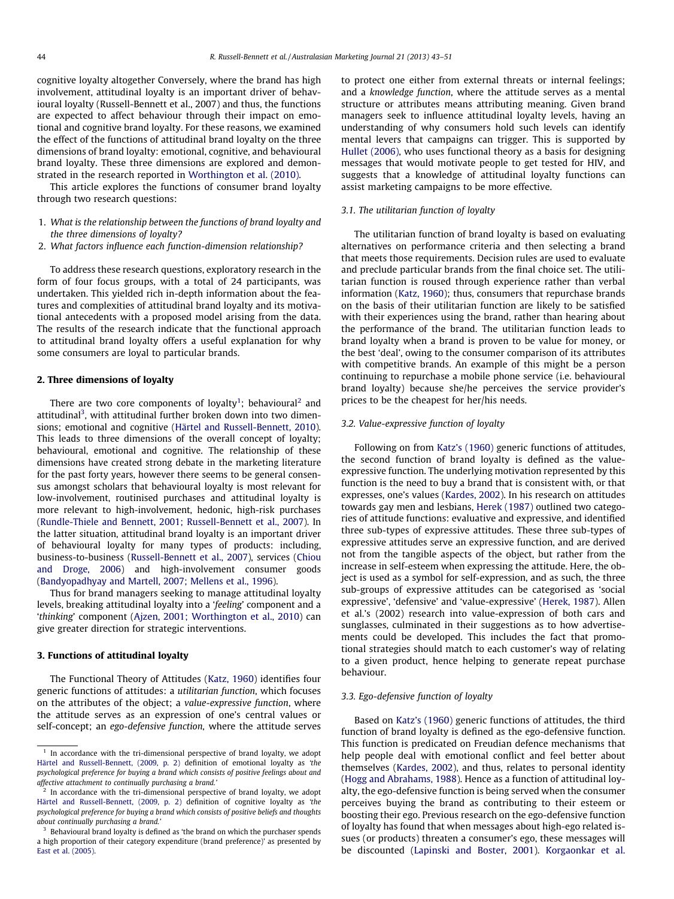cognitive loyalty altogether Conversely, where the brand has high involvement, attitudinal loyalty is an important driver of behavioural loyalty (Russell-Bennett et al., 2007) and thus, the functions are expected to affect behaviour through their impact on emotional and cognitive brand loyalty. For these reasons, we examined the effect of the functions of attitudinal brand loyalty on the three dimensions of brand loyalty: emotional, cognitive, and behavioural brand loyalty. These three dimensions are explored and demonstrated in the research reported in Worthington et al. (2010).

This article explores the functions of consumer brand loyalty through two research questions:

1. *What is the relationship between the functions of brand loyalty and the three dimensions of loyalty?*
2. *What factors influence each function-dimension relationship?*

To address these research questions, exploratory research in the form of four focus groups, with a total of 24 participants, was undertaken. This yielded rich in-depth information about the features and complexities of attitudinal brand loyalty and its motivational antecedents with a proposed model arising from the data. The results of the research indicate that the functional approach to attitudinal brand loyalty offers a useful explanation for why some consumers are loyal to particular brands.

## 2. Three dimensions of loyalty

There are two core components of loyalty[1]; behavioural[2] and attitudinal[3], with attitudinal further broken down into two dimensions; emotional and cognitive (Härtel and Russell-Bennett, 2010). This leads to three dimensions of the overall concept of loyalty; behavioural, emotional and cognitive. The relationship of these dimensions have created strong debate in the marketing literature for the past forty years, however there seems to be general consensus amongst scholars that behavioural loyalty is most relevant for low-involvement, routinised purchases and attitudinal loyalty is more relevant to high-involvement, hedonic, high-risk purchases (Rundle-Thiele and Bennett, 2001; Russell-Bennett et al., 2007). In the latter situation, attitudinal brand loyalty is an important driver of behavioural loyalty for many types of products: including, business-to-business (Russell-Bennett et al., 2007), services (Chiou and Droge, 2006) and high-involvement consumer goods (Bandyopadhyay and Martell, 2007; Mellens et al., 1996).

Thus for brand managers seeking to manage attitudinal loyalty levels, breaking attitudinal loyalty into a '*feeling*' component and a '*thinking*' component (Ajzen, 2001; Worthington et al., 2010) can give greater direction for strategic interventions.

## 3. Functions of attitudinal loyalty

The Functional Theory of Attitudes (Katz, 1960) identifies four generic functions of attitudes: a *utilitarian function*, which focuses on the attributes of the object; a *value-expressive function*, where the attitude serves as an expression of one's central values or self-concept; an *ego-defensive function*, where the attitude serves to protect one either from external threats or internal feelings; and a *knowledge function*, where the attitude serves as a mental structure or attributes means attributing meaning. Given brand managers seek to influence attitudinal loyalty levels, having an understanding of why consumers hold such levels can identify mental levers that campaigns can trigger. This is supported by Hullet (2006), who uses functional theory as a basis for designing messages that would motivate people to get tested for HIV, and suggests that a knowledge of attitudinal loyalty functions can assist marketing campaigns to be more effective.

### 3.1. The utilitarian function of loyalty

The utilitarian function of brand loyalty is based on evaluating alternatives on performance criteria and then selecting a brand that meets those requirements. Decision rules are used to evaluate and preclude particular brands from the final choice set. The utilitarian function is roused through experience rather than verbal information (Katz, 1960); thus, consumers that repurchase brands on the basis of their utilitarian function are likely to be satisfied with their experiences using the brand, rather than hearing about the performance of the brand. The utilitarian function leads to brand loyalty when a brand is proven to be value for money, or the best 'deal', owing to the consumer comparison of its attributes with competitive brands. An example of this might be a person continuing to repurchase a mobile phone service (i.e. behavioural brand loyalty) because she/he perceives the service provider's prices to be the cheapest for her/his needs.

### 3.2. Value-expressive function of loyalty

Following on from Katz's (1960) generic functions of attitudes, the second function of brand loyalty is defined as the value-expressive function. The underlying motivation represented by this function is the need to buy a brand that is consistent with, or that expresses, one's values (Kardes, 2002). In his research on attitudes towards gay men and lesbians, Herek (1987) outlined two categories of attitude functions: evaluative and expressive, and identified three sub-types of expressive attitudes. These three sub-types of expressive attitudes serve an expressive function, and are derived not from the tangible aspects of the object, but rather from the increase in self-esteem when expressing the attitude. Here, the object is used as a symbol for self-expression, and as such, the three sub-groups of expressive attitudes can be categorised as 'social expressive', 'defensive' and 'value-expressive' (Herek, 1987). Allen et al.'s (2002) research into value-expression of both cars and sunglasses, culminated in their suggestions as to how advertisements could be developed. This includes the fact that promotional strategies should match to each customer's way of relating to a given product, hence helping to generate repeat purchase behaviour.

### 3.3. Ego-defensive function of loyalty

Based on Katz's (1960) generic functions of attitudes, the third function of brand loyalty is defined as the ego-defensive function. This function is predicated on Freudian defence mechanisms that help people deal with emotional conflict and feel better about themselves (Kardes, 2002), and thus, relates to personal identity (Hogg and Abrahams, 1988). Hence as a function of attitudinal loyalty, the ego-defensive function is being served when the consumer perceives buying the brand as contributing to their esteem or boosting their ego. Previous research on the ego-defensive function of loyalty has found that when messages about high-ego related issues (or products) threaten a consumer's ego, these messages will be discounted (Lapinski and Boster, 2001). Korgaonkar et al.

---

[1] In accordance with the tri-dimensional perspective of brand loyalty, we adopt Härtel and Russell-Bennett, (2009, p. 2) definition of emotional loyalty as *'the psychological preference for buying a brand which consists of positive feelings about and affective attachment to continually purchasing a brand.'*

[2] In accordance with the tri-dimensional perspective of brand loyalty, we adopt Härtel and Russell-Bennett, (2009, p. 2) definition of cognitive loyalty as *'the psychological preference for buying a brand which consists of positive beliefs and thoughts about continually purchasing a brand.'*

[3] Behavioural brand loyalty is defined as 'the brand on which the purchaser spends a high proportion of their category expenditure (brand preference)' as presented by East et al. (2005).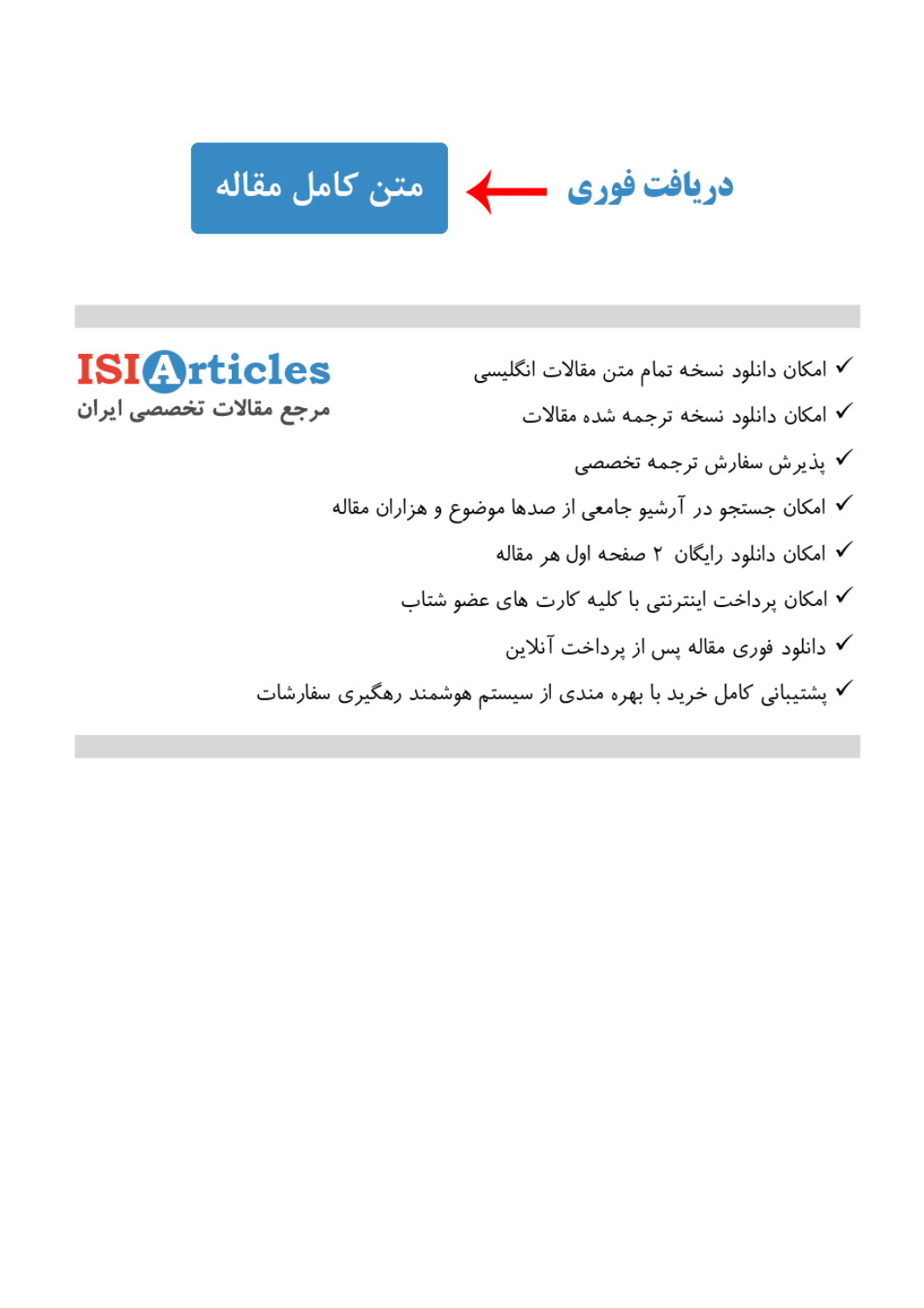دریافت فوری ← متن کامل مقاله

**ISIArticles**

مرجع مقالات تخصصی ایران

- ✓ امکان دانلود نسخه تمام متن مقالات انگلیسی
- ✓ امکان دانلود نسخه ترجمه شده مقالات
- ✓ پذیرش سفارش ترجمه تخصصی
- ✓ امکان جستجو در آرشیو جامعی از صدها موضوع و هزاران مقاله
- ✓ امکان دانلود رایگان ۲ صفحه اول هر مقاله
- ✓ امکان پرداخت اینترنتی با کلیه کارت های عضو شتاب
- ✓ دانلود فوری مقاله پس از پرداخت آنلاین
- ✓ پشتیبانی کامل خرید با بهره مندی از سیستم هوشمند رهگیری سفارشات